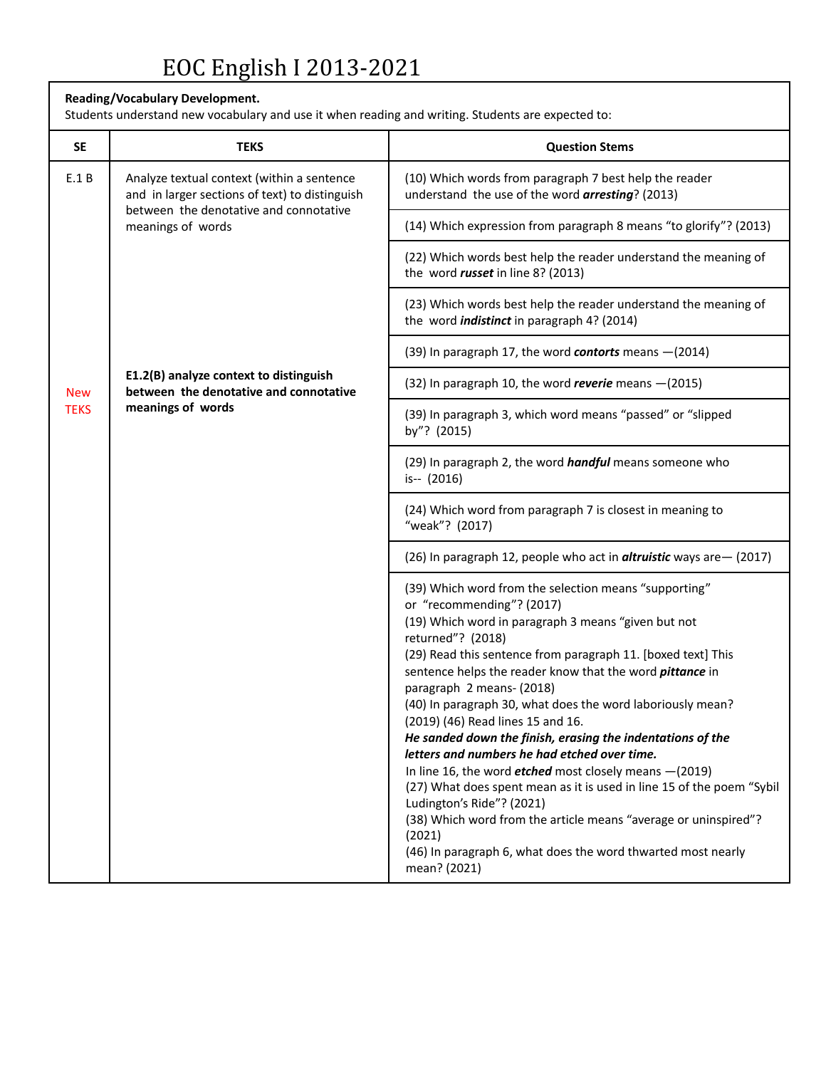# EOC English I 2013-2021

| **Reading/Vocabulary Development.** Students understand new vocabulary and use it when reading and writing. Students are expected to: | | |
|---|---|---|
| **SE** | **TEKS** | **Question Stems** |
| E.1 B | Analyze textual context (within a sentence and in larger sections of text) to distinguish between the denotative and connotative meanings of words | (10) Which words from paragraph 7 best help the reader understand the use of the word ***arresting***? (2013) |
| | | (14) Which expression from paragraph 8 means "to glorify"? (2013) |
| | | (22) Which words best help the reader understand the meaning of the word ***russet*** in line 8? (2013) |
| | | (23) Which words best help the reader understand the meaning of the word ***indistinct*** in paragraph 4? (2014) |
| | | (39) In paragraph 17, the word ***contorts*** means —(2014) |
| New TEKS | **E1.2(B) analyze context to distinguish between the denotative and connotative meanings of words** | (32) In paragraph 10, the word ***reverie*** means —(2015) |
| | | (39) In paragraph 3, which word means "passed" or "slipped by"? (2015) |
| | | (29) In paragraph 2, the word ***handful*** means someone who is-- (2016) |
| | | (24) Which word from paragraph 7 is closest in meaning to "weak"? (2017) |
| | | (26) In paragraph 12, people who act in ***altruistic*** ways are— (2017) |
| | | (39) Which word from the selection means "supporting" or "recommending"? (2017)<br>(19) Which word in paragraph 3 means "given but not returned"? (2018)<br>(29) Read this sentence from paragraph 11. [boxed text] This sentence helps the reader know that the word ***pittance*** in paragraph 2 means- (2018)<br>(40) In paragraph 30, what does the word laboriously mean? (2019) (46) Read lines 15 and 16.<br>***He sanded down the finish, erasing the indentations of the letters and numbers he had etched over time.***<br>In line 16, the word ***etched*** most closely means —(2019)<br>(27) What does spent mean as it is used in line 15 of the poem "Sybil Ludington's Ride"? (2021)<br>(38) Which word from the article means "average or uninspired"? (2021)<br>(46) In paragraph 6, what does the word thwarted most nearly mean? (2021) |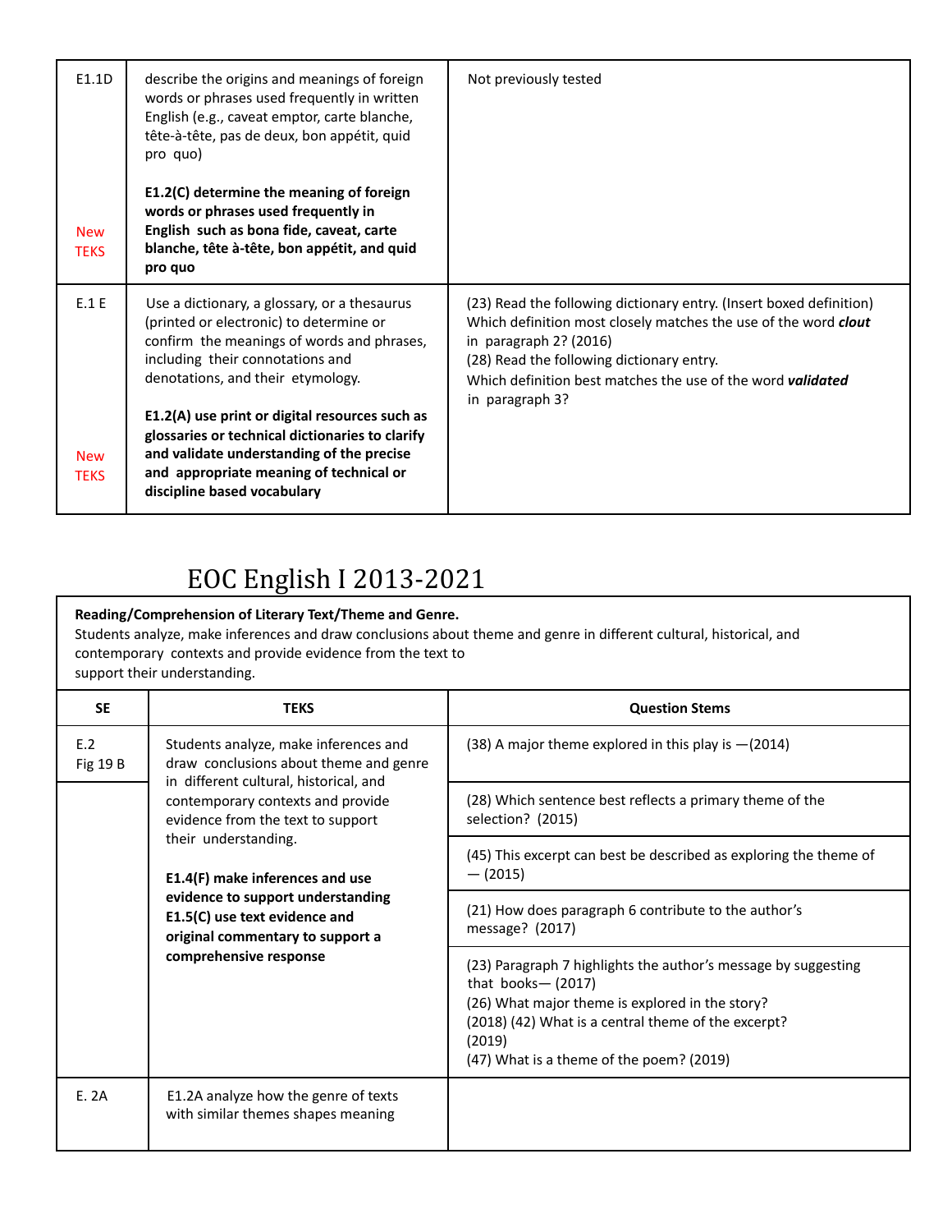| | | |
|---|---|---|
| E1.1D<br><br>New TEKS | describe the origins and meanings of foreign words or phrases used frequently in written English (e.g., caveat emptor, carte blanche, tête-à-tête, pas de deux, bon appétit, quid pro quo)<br><br>**E1.2(C) determine the meaning of foreign words or phrases used frequently in English such as bona fide, caveat, carte blanche, tête à-tête, bon appétit, and quid pro quo** | Not previously tested |
| E.1 E<br><br>New TEKS | Use a dictionary, a glossary, or a thesaurus (printed or electronic) to determine or confirm the meanings of words and phrases, including their connotations and denotations, and their etymology.<br><br>**E1.2(A) use print or digital resources such as glossaries or technical dictionaries to clarify and validate understanding of the precise and appropriate meaning of technical or discipline based vocabulary** | (23) Read the following dictionary entry. (Insert boxed definition) Which definition most closely matches the use of the word ***clout*** in paragraph 2? (2016)<br>(28) Read the following dictionary entry.<br>Which definition best matches the use of the word ***validated*** in paragraph 3? |

# EOC English I 2013-2021

**Reading/Comprehension of Literary Text/Theme and Genre.**
Students analyze, make inferences and draw conclusions about theme and genre in different cultural, historical, and contemporary contexts and provide evidence from the text to support their understanding.

| SE | TEKS | Question Stems |
|---|---|---|
| E.2<br>Fig 19 B | Students analyze, make inferences and draw conclusions about theme and genre in different cultural, historical, and contemporary contexts and provide evidence from the text to support their understanding.<br><br>**E1.4(F) make inferences and use evidence to support understanding**<br>**E1.5(C) use text evidence and original commentary to support a comprehensive response** | (38) A major theme explored in this play is —(2014) |
| | | (28) Which sentence best reflects a primary theme of the selection? (2015) |
| | | (45) This excerpt can best be described as exploring the theme of — (2015) |
| | | (21) How does paragraph 6 contribute to the author's message? (2017) |
| | | (23) Paragraph 7 highlights the author's message by suggesting that books— (2017)<br>(26) What major theme is explored in the story? (2018) (42) What is a central theme of the excerpt? (2019)<br>(47) What is a theme of the poem? (2019) |
| E. 2A | E1.2A analyze how the genre of texts with similar themes shapes meaning | |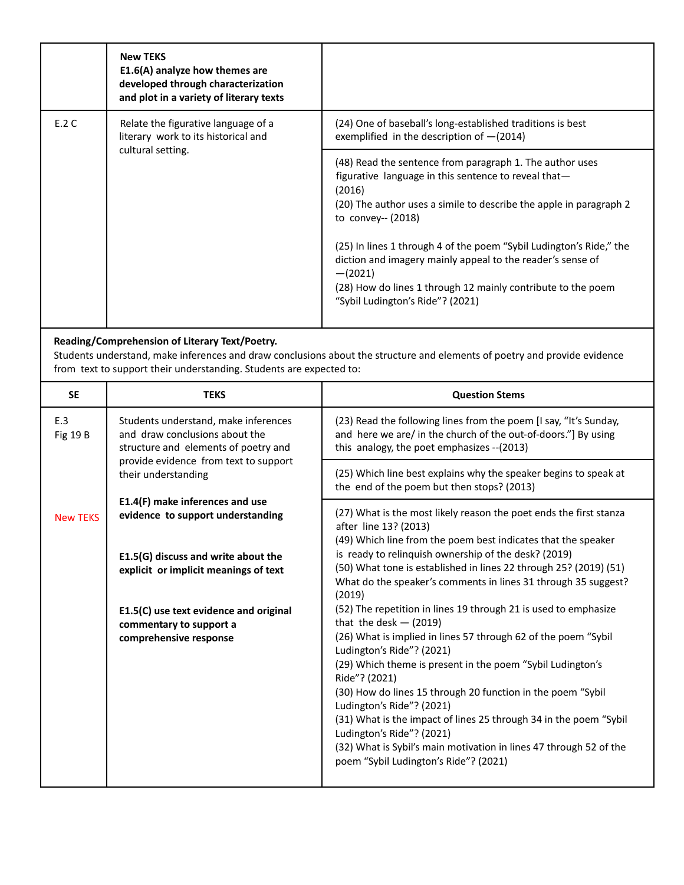| | **New TEKS**<br>**E1.6(A) analyze how themes are developed through characterization and plot in a variety of literary texts** | |
|---|---|---|
| E.2 C | Relate the figurative language of a literary work to its historical and cultural setting. | (24) One of baseball's long-established traditions is best exemplified in the description of —(2014) |
| | | (48) Read the sentence from paragraph 1. The author uses figurative language in this sentence to reveal that—(2016)<br>(20) The author uses a simile to describe the apple in paragraph 2 to convey-- (2018)<br><br>(25) In lines 1 through 4 of the poem "Sybil Ludington's Ride," the diction and imagery mainly appeal to the reader's sense of —(2021)<br>(28) How do lines 1 through 12 mainly contribute to the poem "Sybil Ludington's Ride"? (2021) |

**Reading/Comprehension of Literary Text/Poetry.**
Students understand, make inferences and draw conclusions about the structure and elements of poetry and provide evidence from text to support their understanding. Students are expected to:

| SE | TEKS | Question Stems |
|---|---|---|
| E.3<br>Fig 19 B<br><br>New TEKS | Students understand, make inferences and draw conclusions about the structure and elements of poetry and provide evidence from text to support their understanding<br><br>**E1.4(F) make inferences and use evidence to support understanding**<br><br>**E1.5(G) discuss and write about the explicit or implicit meanings of text**<br><br>**E1.5(C) use text evidence and original commentary to support a comprehensive response** | (23) Read the following lines from the poem [I say, "It's Sunday, and here we are/ in the church of the out-of-doors."] By using this analogy, the poet emphasizes --(2013) |
| | | (25) Which line best explains why the speaker begins to speak at the end of the poem but then stops? (2013) |
| | | (27) What is the most likely reason the poet ends the first stanza after line 13? (2013)<br>(49) Which line from the poem best indicates that the speaker is ready to relinquish ownership of the desk? (2019)<br>(50) What tone is established in lines 22 through 25? (2019) (51) What do the speaker's comments in lines 31 through 35 suggest? (2019)<br>(52) The repetition in lines 19 through 21 is used to emphasize that the desk — (2019)<br>(26) What is implied in lines 57 through 62 of the poem "Sybil Ludington's Ride"? (2021)<br>(29) Which theme is present in the poem "Sybil Ludington's Ride"? (2021)<br>(30) How do lines 15 through 20 function in the poem "Sybil Ludington's Ride"? (2021)<br>(31) What is the impact of lines 25 through 34 in the poem "Sybil Ludington's Ride"? (2021)<br>(32) What is Sybil's main motivation in lines 47 through 52 of the poem "Sybil Ludington's Ride"? (2021) |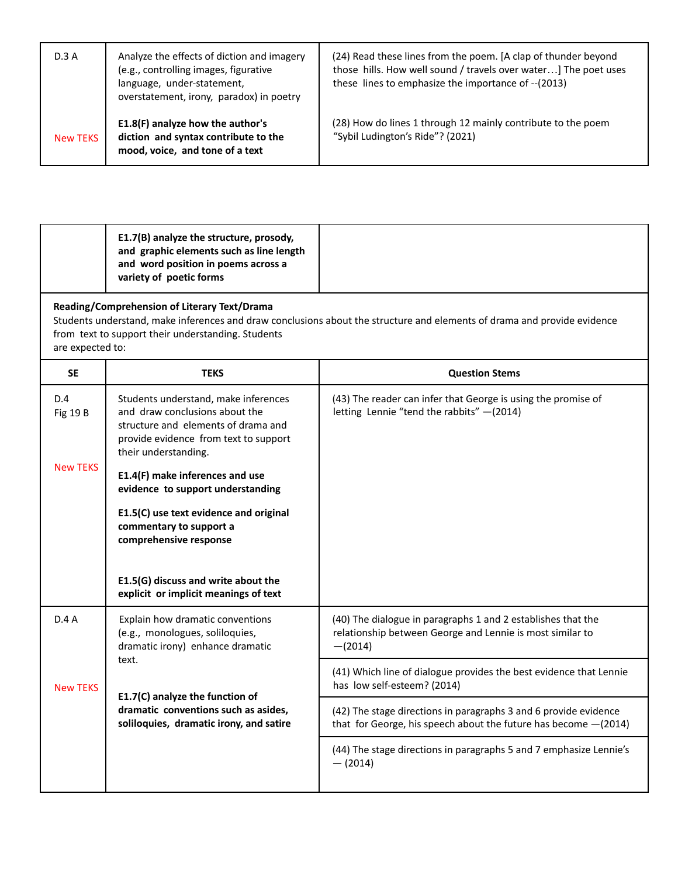| | | |
|---|---|---|
| D.3 A<br><br>New TEKS | Analyze the effects of diction and imagery (e.g., controlling images, figurative language, under-statement, overstatement, irony, paradox) in poetry<br><br>**E1.8(F) analyze how the author's diction and syntax contribute to the mood, voice, and tone of a text** | (24) Read these lines from the poem. [A clap of thunder beyond those hills. How well sound / travels over water…] The poet uses these lines to emphasize the importance of --(2013)<br><br>(28) How do lines 1 through 12 mainly contribute to the poem "Sybil Ludington's Ride"? (2021) |

| | | |
|---|---|---|
| | **E1.7(B) analyze the structure, prosody, and graphic elements such as line length and word position in poems across a variety of poetic forms** | |
| **Reading/Comprehension of Literary Text/Drama**<br>Students understand, make inferences and draw conclusions about the structure and elements of drama and provide evidence from text to support their understanding. Students are expected to: | | |
| **SE** | **TEKS** | **Question Stems** |
| D.4<br>Fig 19 B<br><br>New TEKS | Students understand, make inferences and draw conclusions about the structure and elements of drama and provide evidence from text to support their understanding.<br><br>**E1.4(F) make inferences and use evidence to support understanding**<br><br>**E1.5(C) use text evidence and original commentary to support a comprehensive response**<br><br>**E1.5(G) discuss and write about the explicit or implicit meanings of text** | (43) The reader can infer that George is using the promise of letting Lennie "tend the rabbits" —(2014) |
| D.4 A<br><br>New TEKS | Explain how dramatic conventions (e.g., monologues, soliloquies, dramatic irony) enhance dramatic text.<br><br>**E1.7(C) analyze the function of dramatic conventions such as asides, soliloquies, dramatic irony, and satire** | (40) The dialogue in paragraphs 1 and 2 establishes that the relationship between George and Lennie is most similar to —(2014)<br><br>(41) Which line of dialogue provides the best evidence that Lennie has low self-esteem? (2014)<br><br>(42) The stage directions in paragraphs 3 and 6 provide evidence that for George, his speech about the future has become —(2014)<br><br>(44) The stage directions in paragraphs 5 and 7 emphasize Lennie's — (2014) |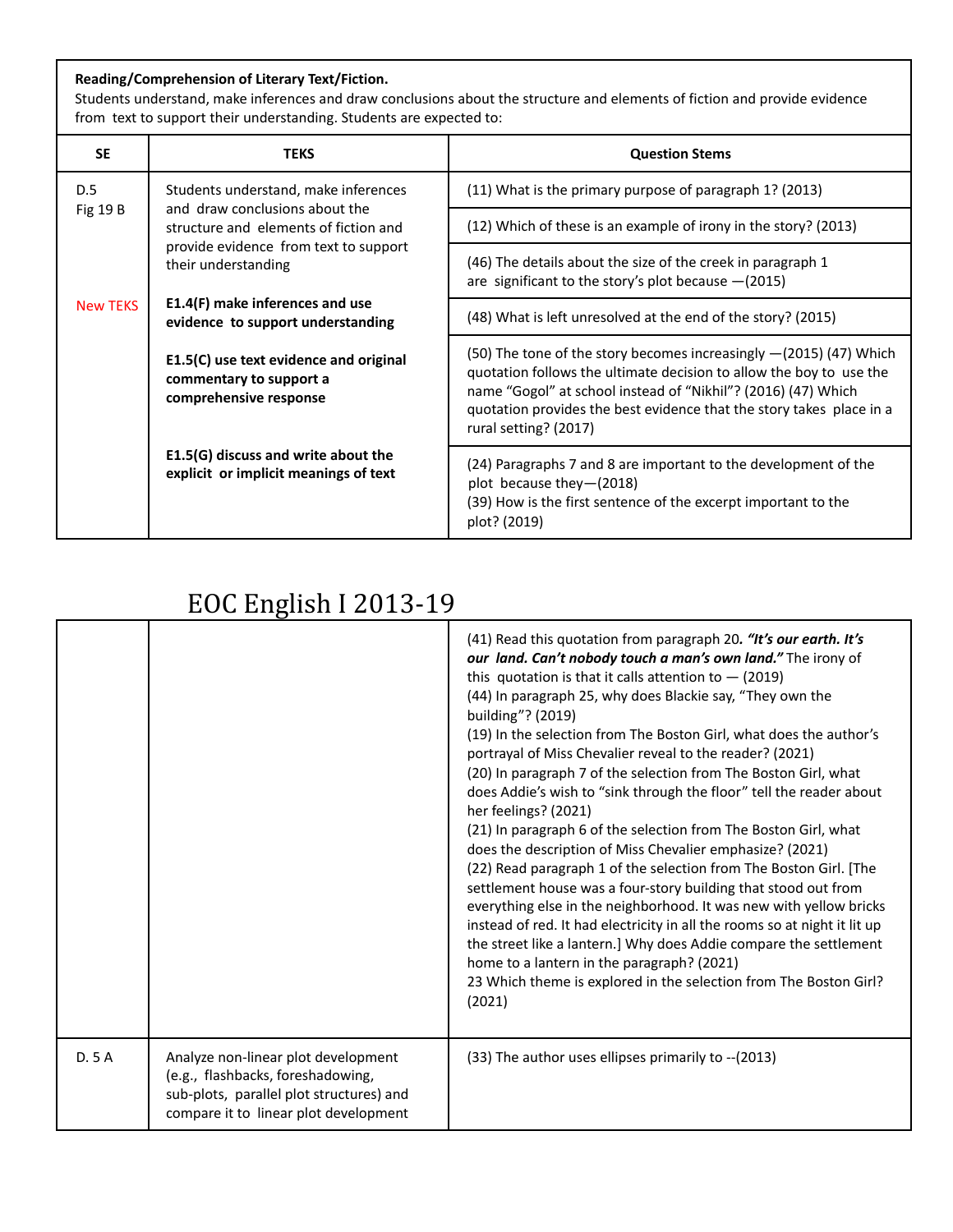| **Reading/Comprehension of Literary Text/Fiction.** Students understand, make inferences and draw conclusions about the structure and elements of fiction and provide evidence from text to support their understanding. Students are expected to: | | |
|---|---|---|
| **SE** | **TEKS** | **Question Stems** |
| D.5<br>Fig 19 B<br><br>New TEKS | Students understand, make inferences and draw conclusions about the structure and elements of fiction and provide evidence from text to support their understanding<br><br>**E1.4(F) make inferences and use evidence to support understanding**<br><br>**E1.5(C) use text evidence and original commentary to support a comprehensive response**<br><br>**E1.5(G) discuss and write about the explicit or implicit meanings of text** | (11) What is the primary purpose of paragraph 1? (2013)<br><br>(12) Which of these is an example of irony in the story? (2013)<br><br>(46) The details about the size of the creek in paragraph 1 are significant to the story's plot because —(2015)<br><br>(48) What is left unresolved at the end of the story? (2015)<br><br>(50) The tone of the story becomes increasingly —(2015) (47) Which quotation follows the ultimate decision to allow the boy to use the name "Gogol" at school instead of "Nikhil"? (2016) (47) Which quotation provides the best evidence that the story takes place in a rural setting? (2017)<br><br>(24) Paragraphs 7 and 8 are important to the development of the plot because they—(2018)<br>(39) How is the first sentence of the excerpt important to the plot? (2019) |

# EOC English I 2013-19

| | | |
|---|---|---|
| | | (41) Read this quotation from paragraph 20. ***"It's our earth. It's our land. Can't nobody touch a man's own land."*** The irony of this quotation is that it calls attention to — (2019)<br>(44) In paragraph 25, why does Blackie say, "They own the building"? (2019)<br>(19) In the selection from The Boston Girl, what does the author's portrayal of Miss Chevalier reveal to the reader? (2021)<br>(20) In paragraph 7 of the selection from The Boston Girl, what does Addie's wish to "sink through the floor" tell the reader about her feelings? (2021)<br>(21) In paragraph 6 of the selection from The Boston Girl, what does the description of Miss Chevalier emphasize? (2021)<br>(22) Read paragraph 1 of the selection from The Boston Girl. [The settlement house was a four-story building that stood out from everything else in the neighborhood. It was new with yellow bricks instead of red. It had electricity in all the rooms so at night it lit up the street like a lantern.] Why does Addie compare the settlement home to a lantern in the paragraph? (2021)<br>23 Which theme is explored in the selection from The Boston Girl? (2021) |
| D. 5 A | Analyze non-linear plot development (e.g., flashbacks, foreshadowing, sub-plots, parallel plot structures) and compare it to linear plot development | (33) The author uses ellipses primarily to --(2013) |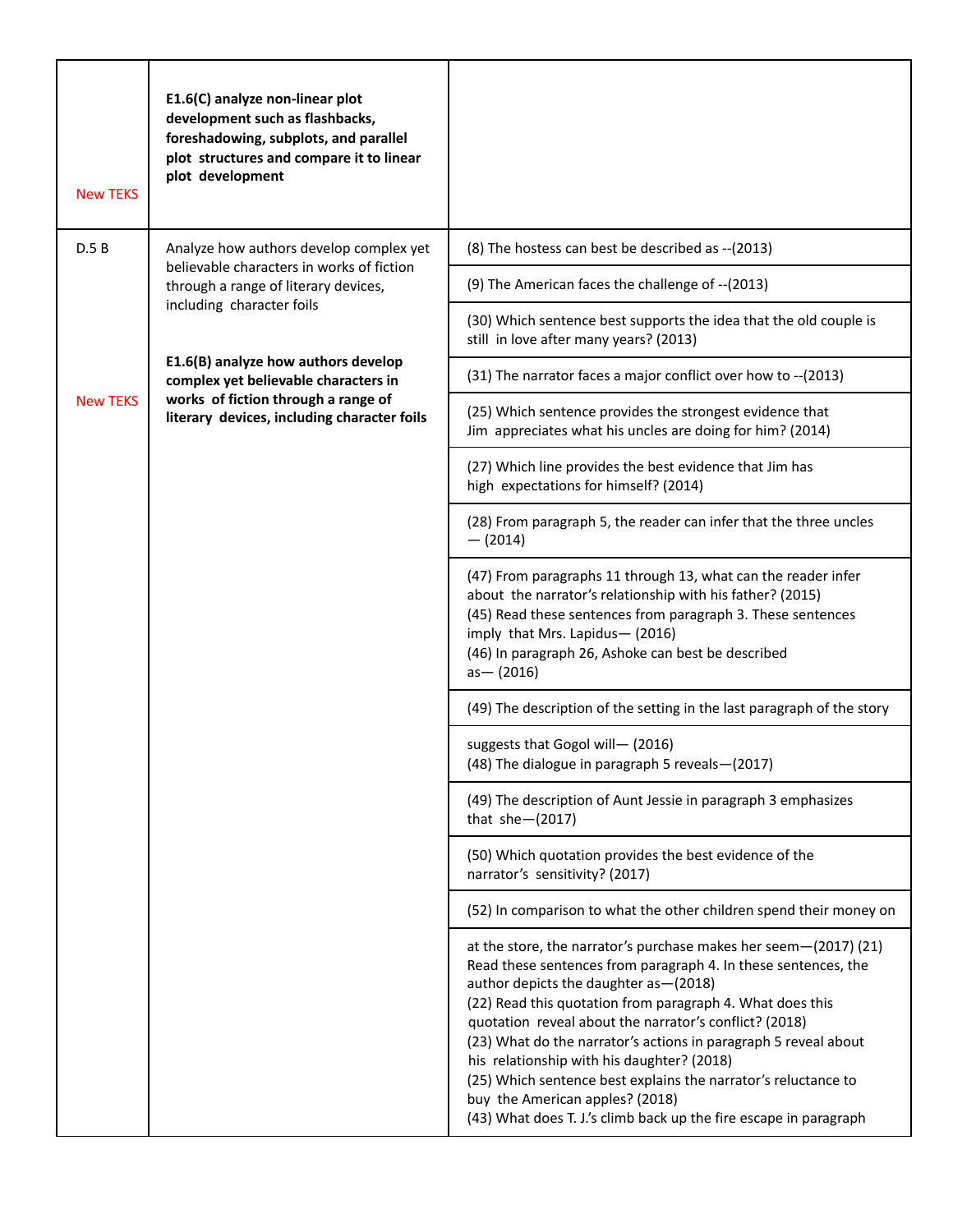| | | |
|---|---|---|
| New TEKS | **E1.6(C) analyze non-linear plot development such as flashbacks, foreshadowing, subplots, and parallel plot structures and compare it to linear plot development** | |
| D.5 B | Analyze how authors develop complex yet believable characters in works of fiction through a range of literary devices, including character foils | (8) The hostess can best be described as --(2013) |
| | | (9) The American faces the challenge of --(2013) |
| | | (30) Which sentence best supports the idea that the old couple is still in love after many years? (2013) |
| New TEKS | **E1.6(B) analyze how authors develop complex yet believable characters in works of fiction through a range of literary devices, including character foils** | (31) The narrator faces a major conflict over how to --(2013) |
| | | (25) Which sentence provides the strongest evidence that Jim appreciates what his uncles are doing for him? (2014) |
| | | (27) Which line provides the best evidence that Jim has high expectations for himself? (2014) |
| | | (28) From paragraph 5, the reader can infer that the three uncles — (2014) |
| | | (47) From paragraphs 11 through 13, what can the reader infer about the narrator's relationship with his father? (2015)<br>(45) Read these sentences from paragraph 3. These sentences imply that Mrs. Lapidus— (2016)<br>(46) In paragraph 26, Ashoke can best be described as— (2016) |
| | | (49) The description of the setting in the last paragraph of the story |
| | | suggests that Gogol will— (2016)<br>(48) The dialogue in paragraph 5 reveals—(2017) |
| | | (49) The description of Aunt Jessie in paragraph 3 emphasizes that she—(2017) |
| | | (50) Which quotation provides the best evidence of the narrator's sensitivity? (2017) |
| | | (52) In comparison to what the other children spend their money on |
| | | at the store, the narrator's purchase makes her seem—(2017) (21) Read these sentences from paragraph 4. In these sentences, the author depicts the daughter as—(2018)<br>(22) Read this quotation from paragraph 4. What does this quotation reveal about the narrator's conflict? (2018)<br>(23) What do the narrator's actions in paragraph 5 reveal about his relationship with his daughter? (2018)<br>(25) Which sentence best explains the narrator's reluctance to buy the American apples? (2018)<br>(43) What does T. J.'s climb back up the fire escape in paragraph |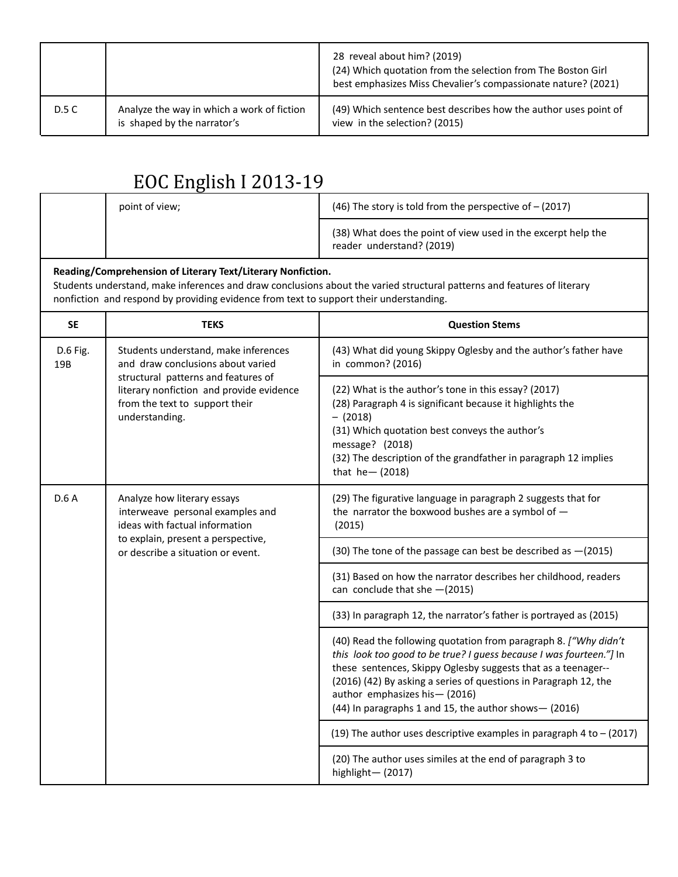| | | 28 reveal about him? (2019)<br>(24) Which quotation from the selection from The Boston Girl best emphasizes Miss Chevalier's compassionate nature? (2021) |
|---|---|---|
| D.5 C | Analyze the way in which a work of fiction is shaped by the narrator's | (49) Which sentence best describes how the author uses point of view in the selection? (2015) |

# EOC English I 2013-19

| | point of view; | (46) The story is told from the perspective of – (2017) |
|---|---|---|
| | | (38) What does the point of view used in the excerpt help the reader understand? (2019) |

**Reading/Comprehension of Literary Text/Literary Nonfiction.**
Students understand, make inferences and draw conclusions about the varied structural patterns and features of literary nonfiction and respond by providing evidence from text to support their understanding.

| SE | TEKS | Question Stems |
|---|---|---|
| D.6 Fig. 19B | Students understand, make inferences and draw conclusions about varied structural patterns and features of literary nonfiction and provide evidence from the text to support their understanding. | (43) What did young Skippy Oglesby and the author's father have in common? (2016) |
| | | (22) What is the author's tone in this essay? (2017)<br>(28) Paragraph 4 is significant because it highlights the – (2018)<br>(31) Which quotation best conveys the author's message? (2018)<br>(32) The description of the grandfather in paragraph 12 implies that he— (2018) |
| D.6 A | Analyze how literary essays interweave personal examples and ideas with factual information to explain, present a perspective, or describe a situation or event. | (29) The figurative language in paragraph 2 suggests that for the narrator the boxwood bushes are a symbol of — (2015) |
| | | (30) The tone of the passage can best be described as —(2015) |
| | | (31) Based on how the narrator describes her childhood, readers can conclude that she —(2015) |
| | | (33) In paragraph 12, the narrator's father is portrayed as (2015) |
| | | (40) Read the following quotation from paragraph 8. *["Why didn't this look too good to be true? I guess because I was fourteen."]* In these sentences, Skippy Oglesby suggests that as a teenager-- (2016) (42) By asking a series of questions in Paragraph 12, the author emphasizes his— (2016)<br>(44) In paragraphs 1 and 15, the author shows— (2016) |
| | | (19) The author uses descriptive examples in paragraph 4 to – (2017) |
| | | (20) The author uses similes at the end of paragraph 3 to highlight— (2017) |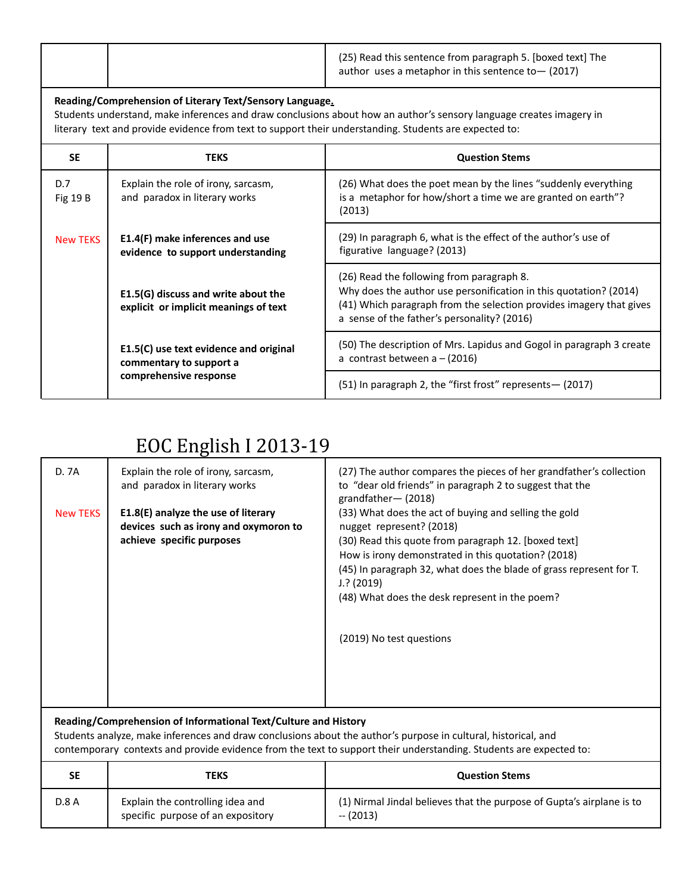| | | (25) Read this sentence from paragraph 5. [boxed text] The author uses a metaphor in this sentence to— (2017) |
|---|---|---|

**Reading/Comprehension of Literary Text/Sensory Language.**
Students understand, make inferences and draw conclusions about how an author's sensory language creates imagery in literary text and provide evidence from text to support their understanding. Students are expected to:

| SE | TEKS | Question Stems |
|---|---|---|
| D.7<br>Fig 19 B | Explain the role of irony, sarcasm, and paradox in literary works | (26) What does the poet mean by the lines "suddenly everything is a metaphor for how/short a time we are granted on earth"? (2013) |
| New TEKS | **E1.4(F) make inferences and use evidence to support understanding** | (29) In paragraph 6, what is the effect of the author's use of figurative language? (2013) |
| | **E1.5(G) discuss and write about the explicit or implicit meanings of text** | (26) Read the following from paragraph 8.<br>Why does the author use personification in this quotation? (2014)<br>(41) Which paragraph from the selection provides imagery that gives a sense of the father's personality? (2016) |
| | **E1.5(C) use text evidence and original commentary to support a comprehensive response** | (50) The description of Mrs. Lapidus and Gogol in paragraph 3 create a contrast between a – (2016) |
| | | (51) In paragraph 2, the "first frost" represents— (2017) |

# EOC English I 2013-19

| | | |
|---|---|---|
| D. 7A<br><br>New TEKS | Explain the role of irony, sarcasm, and paradox in literary works<br><br>**E1.8(E) analyze the use of literary devices such as irony and oxymoron to achieve specific purposes** | (27) The author compares the pieces of her grandfather's collection to "dear old friends" in paragraph 2 to suggest that the grandfather— (2018)<br>(33) What does the act of buying and selling the gold nugget represent? (2018)<br>(30) Read this quote from paragraph 12. [boxed text]<br>How is irony demonstrated in this quotation? (2018)<br>(45) In paragraph 32, what does the blade of grass represent for T. J.? (2019)<br>(48) What does the desk represent in the poem?<br><br>(2019) No test questions |

**Reading/Comprehension of Informational Text/Culture and History**
Students analyze, make inferences and draw conclusions about the author's purpose in cultural, historical, and contemporary contexts and provide evidence from the text to support their understanding. Students are expected to:

| SE | TEKS | Question Stems |
|---|---|---|
| D.8 A | Explain the controlling idea and specific purpose of an expository | (1) Nirmal Jindal believes that the purpose of Gupta's airplane is to -- (2013) |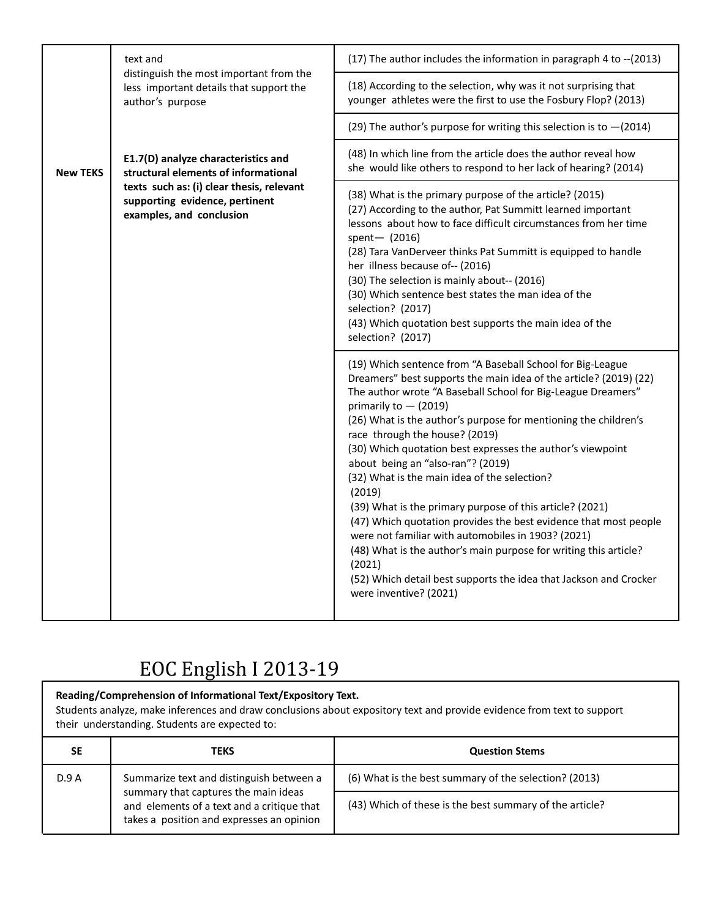|  |  |  |
|---|---|---|
| New TEKS | text and distinguish the most important from the less important details that support the author's purpose<br><br>**E1.7(D) analyze characteristics and structural elements of informational texts such as: (i) clear thesis, relevant supporting evidence, pertinent examples, and conclusion** | (17) The author includes the information in paragraph 4 to --(2013) |
|  |  | (18) According to the selection, why was it not surprising that younger athletes were the first to use the Fosbury Flop? (2013) |
|  |  | (29) The author's purpose for writing this selection is to —(2014) |
|  |  | (48) In which line from the article does the author reveal how she would like others to respond to her lack of hearing? (2014) |
|  |  | (38) What is the primary purpose of the article? (2015)<br>(27) According to the author, Pat Summitt learned important lessons about how to face difficult circumstances from her time spent— (2016)<br>(28) Tara VanDerveer thinks Pat Summitt is equipped to handle her illness because of-- (2016)<br>(30) The selection is mainly about-- (2016)<br>(30) Which sentence best states the man idea of the selection? (2017)<br>(43) Which quotation best supports the main idea of the selection? (2017) |
|  |  | (19) Which sentence from "A Baseball School for Big-League Dreamers" best supports the main idea of the article? (2019) (22) The author wrote "A Baseball School for Big-League Dreamers" primarily to — (2019)<br>(26) What is the author's purpose for mentioning the children's race through the house? (2019)<br>(30) Which quotation best expresses the author's viewpoint about being an "also-ran"? (2019)<br>(32) What is the main idea of the selection? (2019)<br>(39) What is the primary purpose of this article? (2021)<br>(47) Which quotation provides the best evidence that most people were not familiar with automobiles in 1903? (2021)<br>(48) What is the author's main purpose for writing this article? (2021)<br>(52) Which detail best supports the idea that Jackson and Crocker were inventive? (2021) |

# EOC English I 2013-19

**Reading/Comprehension of Informational Text/Expository Text.**
Students analyze, make inferences and draw conclusions about expository text and provide evidence from text to support their understanding. Students are expected to:

| SE | TEKS | Question Stems |
|---|---|---|
| D.9 A | Summarize text and distinguish between a summary that captures the main ideas and elements of a text and a critique that takes a position and expresses an opinion | (6) What is the best summary of the selection? (2013) |
|  |  | (43) Which of these is the best summary of the article? |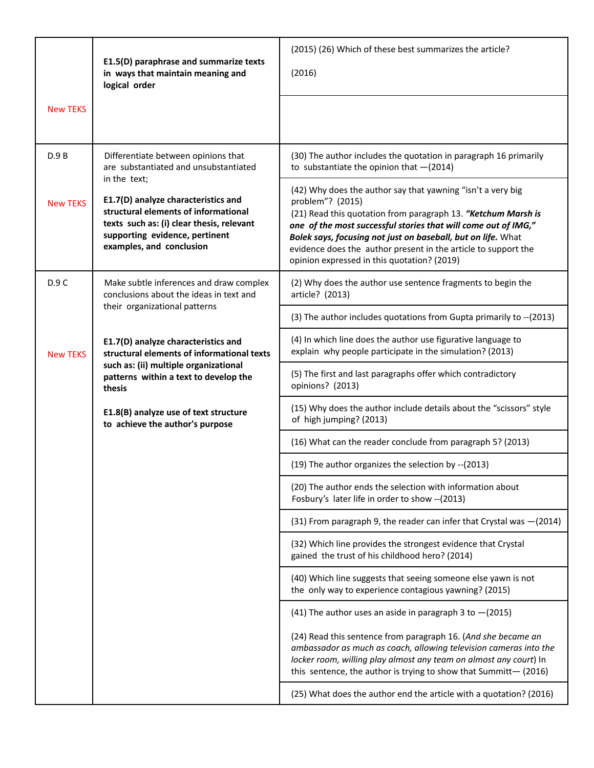| | | |
|---|---|---|
| New TEKS | **E1.5(D) paraphrase and summarize texts in ways that maintain meaning and logical order** | (2015) (26) Which of these best summarizes the article?<br><br>(2016) |
| | | |
| D.9 B<br><br>New TEKS | Differentiate between opinions that are substantiated and unsubstantiated in the text;<br><br>**E1.7(D) analyze characteristics and structural elements of informational texts such as: (i) clear thesis, relevant supporting evidence, pertinent examples, and conclusion** | (30) The author includes the quotation in paragraph 16 primarily to substantiate the opinion that —(2014) |
| | | (42) Why does the author say that yawning "isn't a very big problem"? (2015)<br>(21) Read this quotation from paragraph 13. ***"Ketchum Marsh is one of the most successful stories that will come out of IMG," Bolek says, focusing not just on baseball, but on life.*** What evidence does the author present in the article to support the opinion expressed in this quotation? (2019) |
| D.9 C<br><br>New TEKS | Make subtle inferences and draw complex conclusions about the ideas in text and their organizational patterns<br><br>**E1.7(D) analyze characteristics and structural elements of informational texts such as: (ii) multiple organizational patterns within a text to develop the thesis**<br><br>**E1.8(B) analyze use of text structure to achieve the author's purpose** | (2) Why does the author use sentence fragments to begin the article? (2013) |
| | | (3) The author includes quotations from Gupta primarily to --(2013) |
| | | (4) In which line does the author use figurative language to explain why people participate in the simulation? (2013) |
| | | (5) The first and last paragraphs offer which contradictory opinions? (2013) |
| | | (15) Why does the author include details about the "scissors" style of high jumping? (2013) |
| | | (16) What can the reader conclude from paragraph 5? (2013) |
| | | (19) The author organizes the selection by --(2013) |
| | | (20) The author ends the selection with information about Fosbury's later life in order to show --(2013) |
| | | (31) From paragraph 9, the reader can infer that Crystal was —(2014) |
| | | (32) Which line provides the strongest evidence that Crystal gained the trust of his childhood hero? (2014) |
| | | (40) Which line suggests that seeing someone else yawn is not the only way to experience contagious yawning? (2015) |
| | | (41) The author uses an aside in paragraph 3 to —(2015)<br><br>(24) Read this sentence from paragraph 16. (*And she became an ambassador as much as coach, allowing television cameras into the locker room, willing play almost any team on almost any court*) In this sentence, the author is trying to show that Summitt— (2016) |
| | | (25) What does the author end the article with a quotation? (2016) |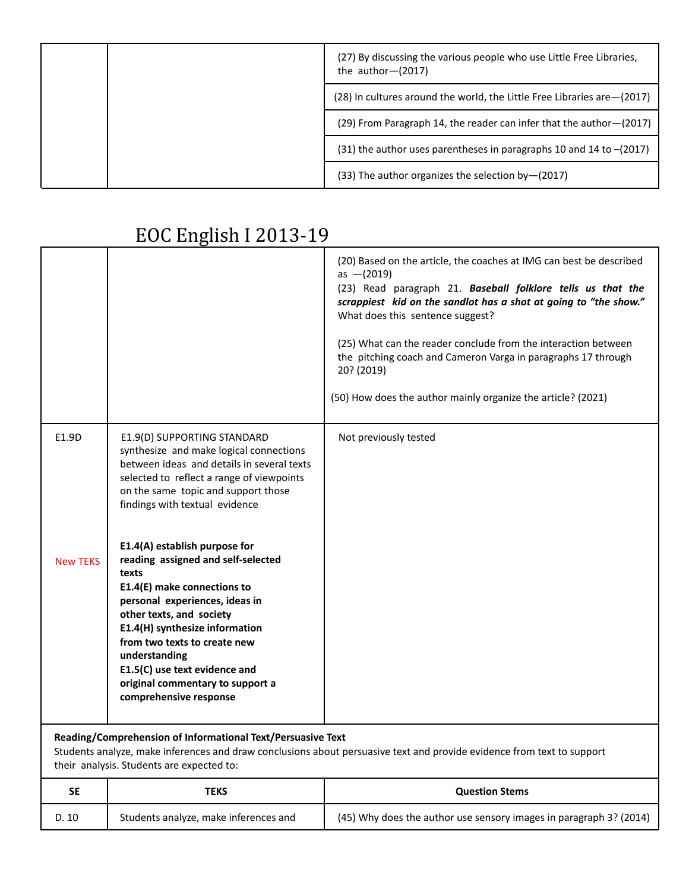| | | |
|---|---|---|
| | | (27) By discussing the various people who use Little Free Libraries, the author—(2017) |
| | | (28) In cultures around the world, the Little Free Libraries are—(2017) |
| | | (29) From Paragraph 14, the reader can infer that the author—(2017) |
| | | (31) the author uses parentheses in paragraphs 10 and 14 to –(2017) |
| | | (33) The author organizes the selection by—(2017) |

# EOC English I 2013-19

| | | |
|---|---|---|
| | | (20) Based on the article, the coaches at IMG can best be described as —(2019)<br>(23) Read paragraph 21. ***Baseball folklore tells us that the scrappiest kid on the sandlot has a shot at going to "the show."*** What does this sentence suggest?<br><br>(25) What can the reader conclude from the interaction between the pitching coach and Cameron Varga in paragraphs 17 through 20? (2019)<br><br>(50) How does the author mainly organize the article? (2021) |
| E1.9D<br><br>New TEKS | E1.9(D) SUPPORTING STANDARD synthesize and make logical connections between ideas and details in several texts selected to reflect a range of viewpoints on the same topic and support those findings with textual evidence<br><br>**E1.4(A) establish purpose for reading assigned and self-selected texts**<br>**E1.4(E) make connections to personal experiences, ideas in other texts, and society**<br>**E1.4(H) synthesize information from two texts to create new understanding**<br>**E1.5(C) use text evidence and original commentary to support a comprehensive response** | Not previously tested |
| **Reading/Comprehension of Informational Text/Persuasive Text**<br>Students analyze, make inferences and draw conclusions about persuasive text and provide evidence from text to support their analysis. Students are expected to: | | |
| **SE** | **TEKS** | **Question Stems** |
| D. 10 | Students analyze, make inferences and | (45) Why does the author use sensory images in paragraph 3? (2014) |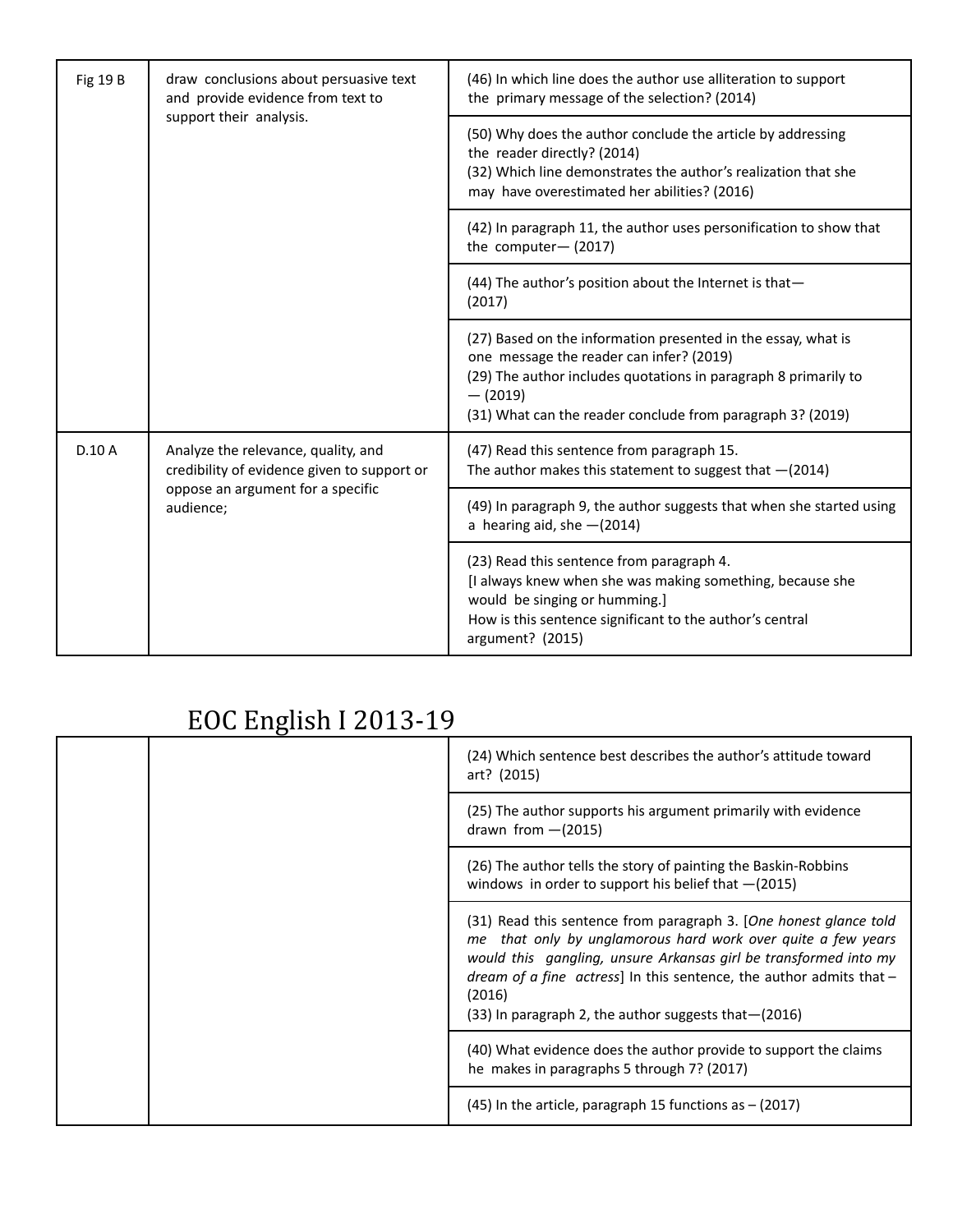| | | |
|---|---|---|
| Fig 19 B | draw conclusions about persuasive text and provide evidence from text to support their analysis. | (46) In which line does the author use alliteration to support the primary message of the selection? (2014) |
| | | (50) Why does the author conclude the article by addressing the reader directly? (2014)<br>(32) Which line demonstrates the author's realization that she may have overestimated her abilities? (2016) |
| | | (42) In paragraph 11, the author uses personification to show that the computer— (2017) |
| | | (44) The author's position about the Internet is that— (2017) |
| | | (27) Based on the information presented in the essay, what is one message the reader can infer? (2019)<br>(29) The author includes quotations in paragraph 8 primarily to — (2019)<br>(31) What can the reader conclude from paragraph 3? (2019) |
| D.10 A | Analyze the relevance, quality, and credibility of evidence given to support or oppose an argument for a specific audience; | (47) Read this sentence from paragraph 15.<br>The author makes this statement to suggest that —(2014) |
| | | (49) In paragraph 9, the author suggests that when she started using a hearing aid, she —(2014) |
| | | (23) Read this sentence from paragraph 4.<br>[I always knew when she was making something, because she would be singing or humming.]<br>How is this sentence significant to the author's central argument? (2015) |

# EOC English I 2013-19

| | | |
|---|---|---|
| | | (24) Which sentence best describes the author's attitude toward art? (2015) |
| | | (25) The author supports his argument primarily with evidence drawn from —(2015) |
| | | (26) The author tells the story of painting the Baskin-Robbins windows in order to support his belief that —(2015) |
| | | (31) Read this sentence from paragraph 3. [*One honest glance told me that only by unglamorous hard work over quite a few years would this gangling, unsure Arkansas girl be transformed into my dream of a fine actress*] In this sentence, the author admits that – (2016)<br>(33) In paragraph 2, the author suggests that—(2016) |
| | | (40) What evidence does the author provide to support the claims he makes in paragraphs 5 through 7? (2017) |
| | | (45) In the article, paragraph 15 functions as – (2017) |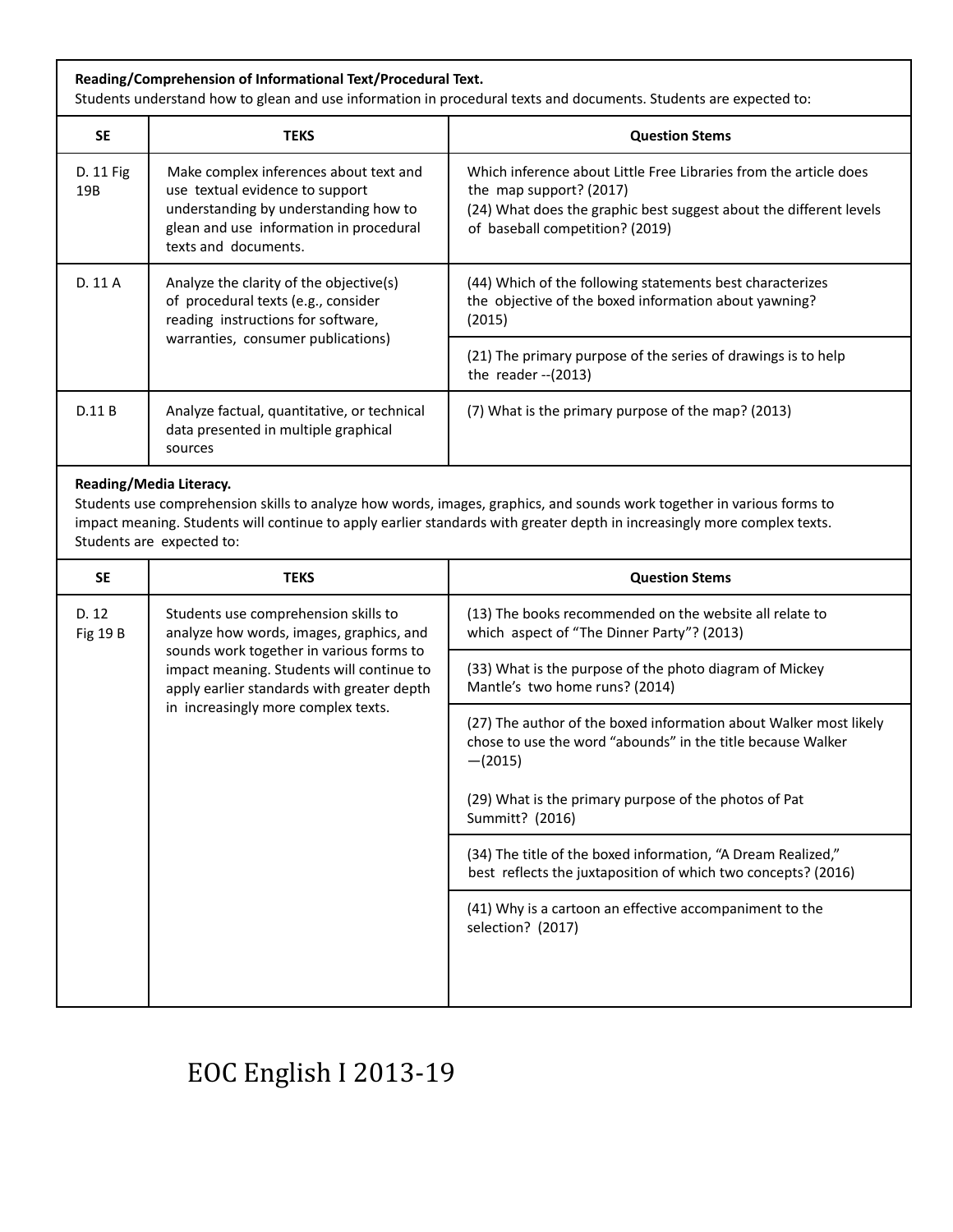**Reading/Comprehension of Informational Text/Procedural Text.**
Students understand how to glean and use information in procedural texts and documents. Students are expected to:

| SE | TEKS | Question Stems |
|---|---|---|
| D. 11 Fig 19B | Make complex inferences about text and use textual evidence to support understanding by understanding how to glean and use information in procedural texts and documents. | Which inference about Little Free Libraries from the article does the map support? (2017)<br>(24) What does the graphic best suggest about the different levels of baseball competition? (2019) |
| D. 11 A | Analyze the clarity of the objective(s) of procedural texts (e.g., consider reading instructions for software, warranties, consumer publications) | (44) Which of the following statements best characterizes the objective of the boxed information about yawning? (2015) |
| | | (21) The primary purpose of the series of drawings is to help the reader --(2013) |
| D.11 B | Analyze factual, quantitative, or technical data presented in multiple graphical sources | (7) What is the primary purpose of the map? (2013) |

**Reading/Media Literacy.**
Students use comprehension skills to analyze how words, images, graphics, and sounds work together in various forms to impact meaning. Students will continue to apply earlier standards with greater depth in increasingly more complex texts. Students are expected to:

| SE | TEKS | Question Stems |
|---|---|---|
| D. 12 Fig 19 B | Students use comprehension skills to analyze how words, images, graphics, and sounds work together in various forms to impact meaning. Students will continue to apply earlier standards with greater depth in increasingly more complex texts. | (13) The books recommended on the website all relate to which aspect of "The Dinner Party"? (2013) |
| | | (33) What is the purpose of the photo diagram of Mickey Mantle's two home runs? (2014) |
| | | (27) The author of the boxed information about Walker most likely chose to use the word "abounds" in the title because Walker —(2015)<br><br>(29) What is the primary purpose of the photos of Pat Summitt? (2016) |
| | | (34) The title of the boxed information, "A Dream Realized," best reflects the juxtaposition of which two concepts? (2016) |
| | | (41) Why is a cartoon an effective accompaniment to the selection? (2017) |

EOC English I 2013-19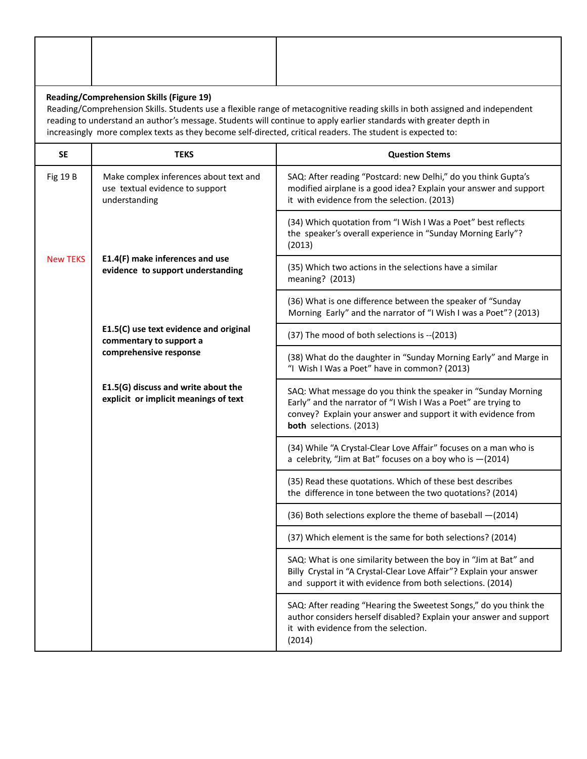| | | |
|---|---|---|
| | | |

**Reading/Comprehension Skills (Figure 19)**
Reading/Comprehension Skills. Students use a flexible range of metacognitive reading skills in both assigned and independent reading to understand an author's message. Students will continue to apply earlier standards with greater depth in increasingly more complex texts as they become self-directed, critical readers. The student is expected to:

| SE | TEKS | Question Stems |
|---|---|---|
| Fig 19 B | Make complex inferences about text and use textual evidence to support understanding | SAQ: After reading "Postcard: new Delhi," do you think Gupta's modified airplane is a good idea? Explain your answer and support it with evidence from the selection. (2013) |
| | | (34) Which quotation from "I Wish I Was a Poet" best reflects the speaker's overall experience in "Sunday Morning Early"? (2013) |
| New TEKS | **E1.4(F) make inferences and use evidence to support understanding** | (35) Which two actions in the selections have a similar meaning? (2013) |
| | | (36) What is one difference between the speaker of "Sunday Morning Early" and the narrator of "I Wish I was a Poet"? (2013) |
| | **E1.5(C) use text evidence and original commentary to support a comprehensive response** | (37) The mood of both selections is --(2013) |
| | | (38) What do the daughter in "Sunday Morning Early" and Marge in "I Wish I Was a Poet" have in common? (2013) |
| | **E1.5(G) discuss and write about the explicit or implicit meanings of text** | SAQ: What message do you think the speaker in "Sunday Morning Early" and the narrator of "I Wish I Was a Poet" are trying to convey? Explain your answer and support it with evidence from **both** selections. (2013) |
| | | (34) While "A Crystal-Clear Love Affair" focuses on a man who is a celebrity, "Jim at Bat" focuses on a boy who is —(2014) |
| | | (35) Read these quotations. Which of these best describes the difference in tone between the two quotations? (2014) |
| | | (36) Both selections explore the theme of baseball —(2014) |
| | | (37) Which element is the same for both selections? (2014) |
| | | SAQ: What is one similarity between the boy in "Jim at Bat" and Billy Crystal in "A Crystal-Clear Love Affair"? Explain your answer and support it with evidence from both selections. (2014) |
| | | SAQ: After reading "Hearing the Sweetest Songs," do you think the author considers herself disabled? Explain your answer and support it with evidence from the selection. (2014) |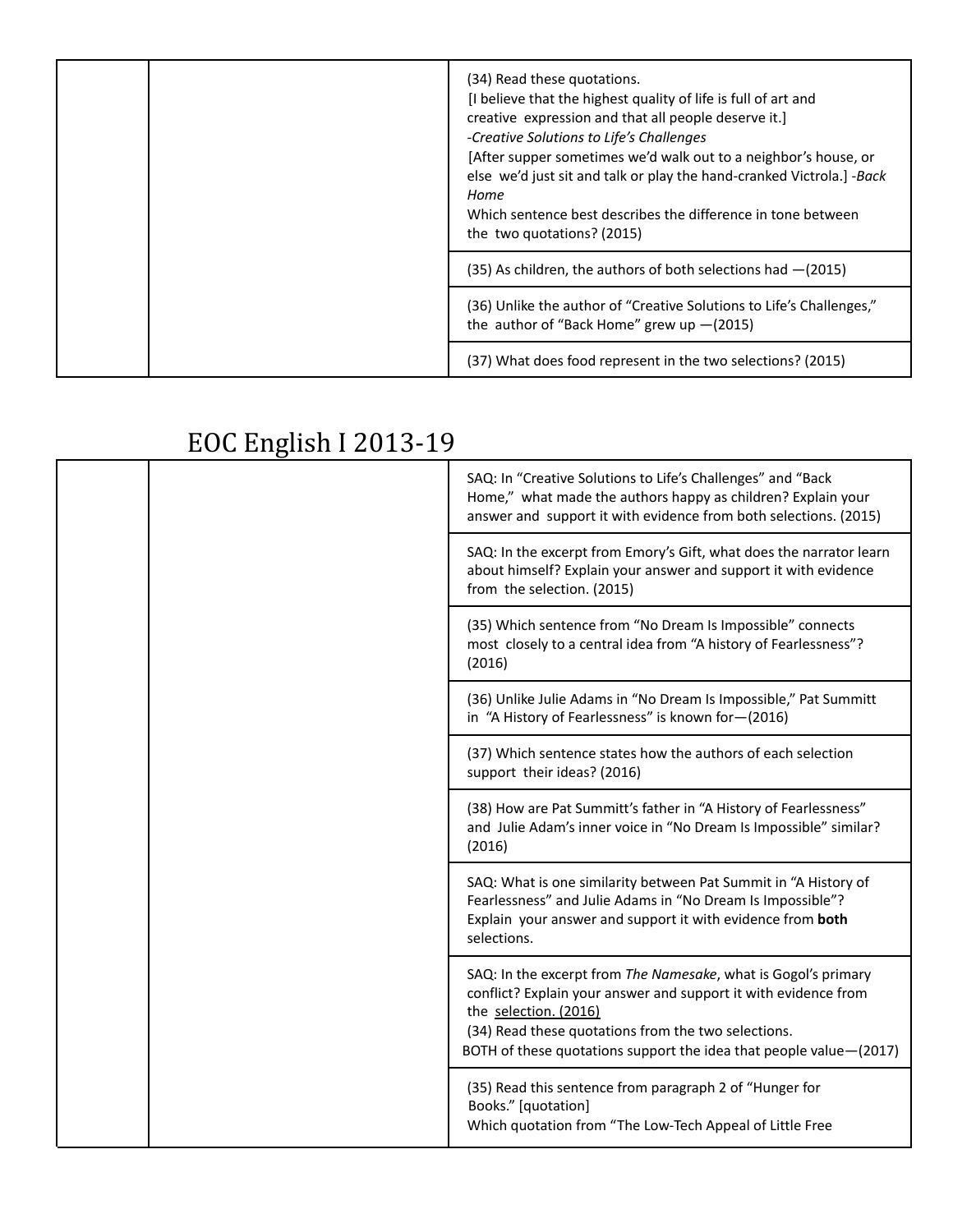| | | (34) Read these quotations.<br>[I believe that the highest quality of life is full of art and creative expression and that all people deserve it.]<br>-*Creative Solutions to Life's Challenges*<br>[After supper sometimes we'd walk out to a neighbor's house, or else we'd just sit and talk or play the hand-cranked Victrola.] -*Back Home*<br>Which sentence best describes the difference in tone between the two quotations? (2015) |
|---|---|---|
| | | (35) As children, the authors of both selections had —(2015) |
| | | (36) Unlike the author of "Creative Solutions to Life's Challenges," the author of "Back Home" grew up —(2015) |
| | | (37) What does food represent in the two selections? (2015) |

## EOC English I 2013-19

| | | SAQ: In "Creative Solutions to Life's Challenges" and "Back Home," what made the authors happy as children? Explain your answer and support it with evidence from both selections. (2015) |
|---|---|---|
| | | SAQ: In the excerpt from Emory's Gift, what does the narrator learn about himself? Explain your answer and support it with evidence from the selection. (2015) |
| | | (35) Which sentence from "No Dream Is Impossible" connects most closely to a central idea from "A history of Fearlessness"? (2016) |
| | | (36) Unlike Julie Adams in "No Dream Is Impossible," Pat Summitt in "A History of Fearlessness" is known for—(2016) |
| | | (37) Which sentence states how the authors of each selection support their ideas? (2016) |
| | | (38) How are Pat Summitt's father in "A History of Fearlessness" and Julie Adam's inner voice in "No Dream Is Impossible" similar? (2016) |
| | | SAQ: What is one similarity between Pat Summit in "A History of Fearlessness" and Julie Adams in "No Dream Is Impossible"? Explain your answer and support it with evidence from **both** selections. |
| | | SAQ: In the excerpt from *The Namesake*, what is Gogol's primary conflict? Explain your answer and support it with evidence from the selection. (2016)<br>(34) Read these quotations from the two selections.<br>BOTH of these quotations support the idea that people value—(2017) |
| | | (35) Read this sentence from paragraph 2 of "Hunger for Books." [quotation]<br>Which quotation from "The Low-Tech Appeal of Little Free |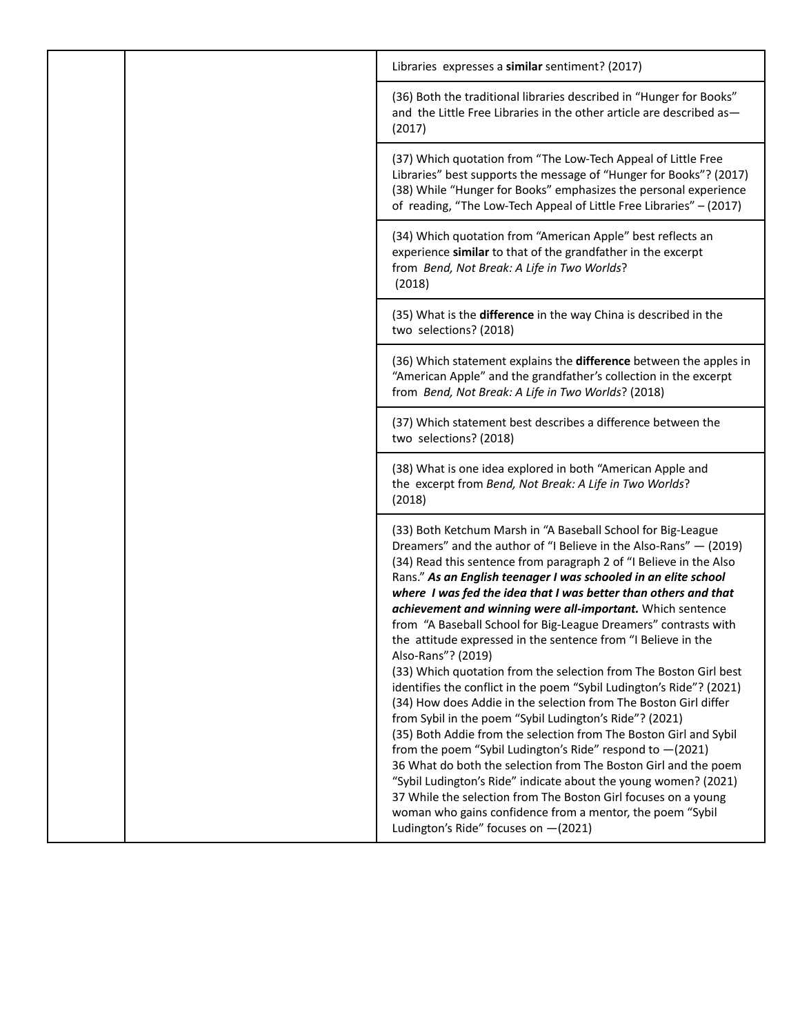| | | |
|---|---|---|
| | | Libraries expresses a **similar** sentiment? (2017) |
| | | (36) Both the traditional libraries described in "Hunger for Books" and the Little Free Libraries in the other article are described as—(2017) |
| | | (37) Which quotation from "The Low-Tech Appeal of Little Free Libraries" best supports the message of "Hunger for Books"? (2017) (38) While "Hunger for Books" emphasizes the personal experience of reading, "The Low-Tech Appeal of Little Free Libraries" – (2017) |
| | | (34) Which quotation from "American Apple" best reflects an experience **similar** to that of the grandfather in the excerpt from *Bend, Not Break: A Life in Two Worlds*? (2018) |
| | | (35) What is the **difference** in the way China is described in the two selections? (2018) |
| | | (36) Which statement explains the **difference** between the apples in "American Apple" and the grandfather's collection in the excerpt from *Bend, Not Break: A Life in Two Worlds*? (2018) |
| | | (37) Which statement best describes a difference between the two selections? (2018) |
| | | (38) What is one idea explored in both "American Apple and the excerpt from *Bend, Not Break: A Life in Two Worlds*? (2018) |
| | | (33) Both Ketchum Marsh in "A Baseball School for Big-League Dreamers" and the author of "I Believe in the Also-Rans" — (2019) (34) Read this sentence from paragraph 2 of "I Believe in the Also Rans." ***As an English teenager I was schooled in an elite school where I was fed the idea that I was better than others and that achievement and winning were all-important.*** Which sentence from "A Baseball School for Big-League Dreamers" contrasts with the attitude expressed in the sentence from "I Believe in the Also-Rans"? (2019) (33) Which quotation from the selection from The Boston Girl best identifies the conflict in the poem "Sybil Ludington's Ride"? (2021) (34) How does Addie in the selection from The Boston Girl differ from Sybil in the poem "Sybil Ludington's Ride"? (2021) (35) Both Addie from the selection from The Boston Girl and Sybil from the poem "Sybil Ludington's Ride" respond to —(2021) 36 What do both the selection from The Boston Girl and the poem "Sybil Ludington's Ride" indicate about the young women? (2021) 37 While the selection from The Boston Girl focuses on a young woman who gains confidence from a mentor, the poem "Sybil Ludington's Ride" focuses on —(2021) |